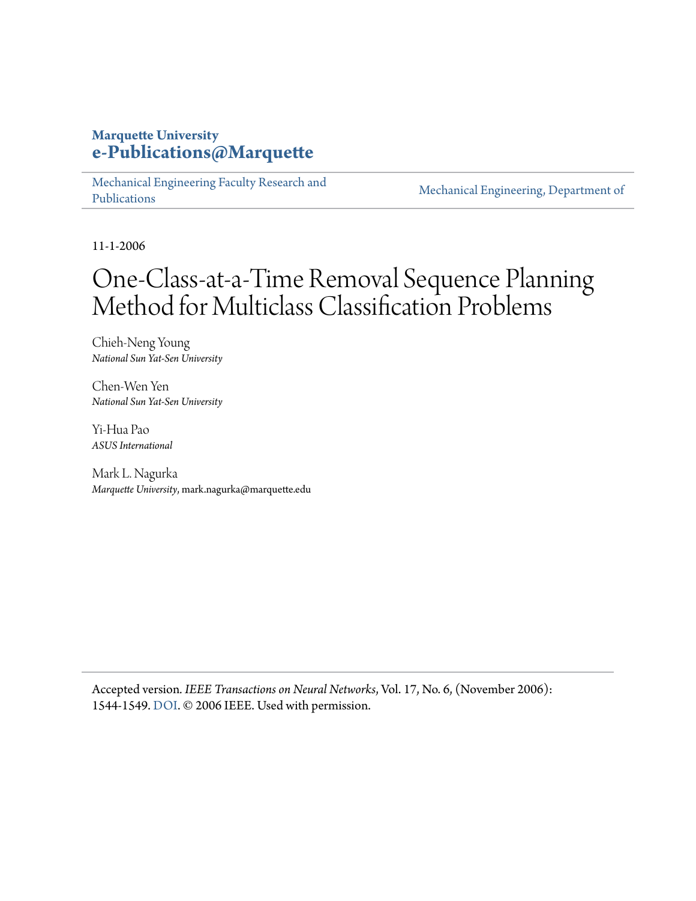**Marquette University**
**e-Publications@Marquette**

Mechanical Engineering Faculty Research and Publications | Mechanical Engineering, Department of

11-1-2006

# One-Class-at-a-Time Removal Sequence Planning Method for Multiclass Classification Problems

Chieh-Neng Young
*National Sun Yat-Sen University*

Chen-Wen Yen
*National Sun Yat-Sen University*

Yi-Hua Pao
*ASUS International*

Mark L. Nagurka
*Marquette University*, mark.nagurka@marquette.edu

Accepted version. *IEEE Transactions on Neural Networks*, Vol. 17, No. 6, (November 2006): 1544-1549. DOI. © 2006 IEEE. Used with permission.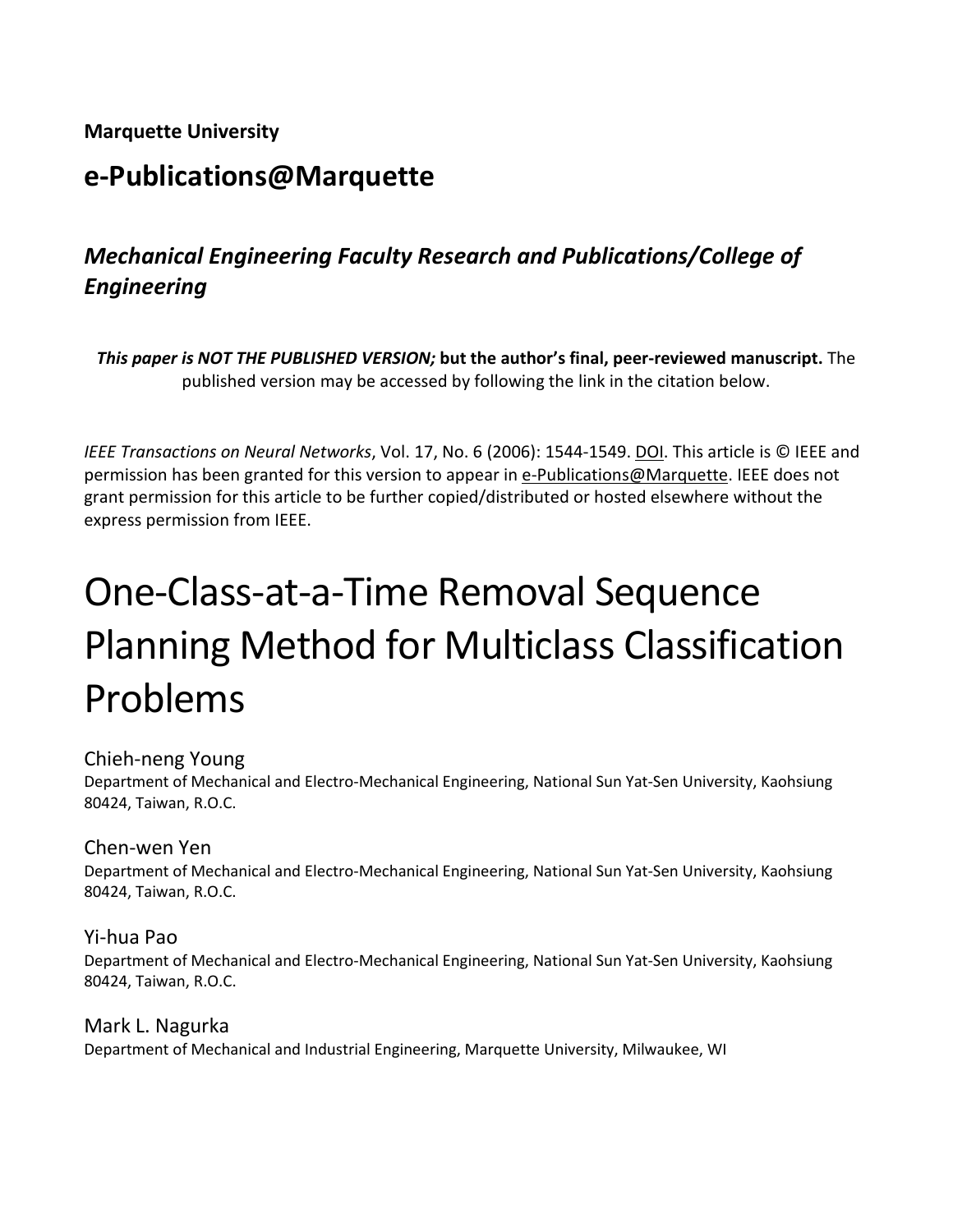**Marquette University**

## e-Publications@Marquette

### *Mechanical Engineering Faculty Research and Publications/College of Engineering*

***This paper is NOT THE PUBLISHED VERSION;* but the author's final, peer-reviewed manuscript.** The published version may be accessed by following the link in the citation below.

*IEEE Transactions on Neural Networks*, Vol. 17, No. 6 (2006): 1544-1549. DOI. This article is © IEEE and permission has been granted for this version to appear in e-Publications@Marquette. IEEE does not grant permission for this article to be further copied/distributed or hosted elsewhere without the express permission from IEEE.

# One-Class-at-a-Time Removal Sequence Planning Method for Multiclass Classification Problems

Chieh-neng Young
Department of Mechanical and Electro-Mechanical Engineering, National Sun Yat-Sen University, Kaohsiung 80424, Taiwan, R.O.C.

Chen-wen Yen
Department of Mechanical and Electro-Mechanical Engineering, National Sun Yat-Sen University, Kaohsiung 80424, Taiwan, R.O.C.

Yi-hua Pao
Department of Mechanical and Electro-Mechanical Engineering, National Sun Yat-Sen University, Kaohsiung 80424, Taiwan, R.O.C.

Mark L. Nagurka
Department of Mechanical and Industrial Engineering, Marquette University, Milwaukee, WI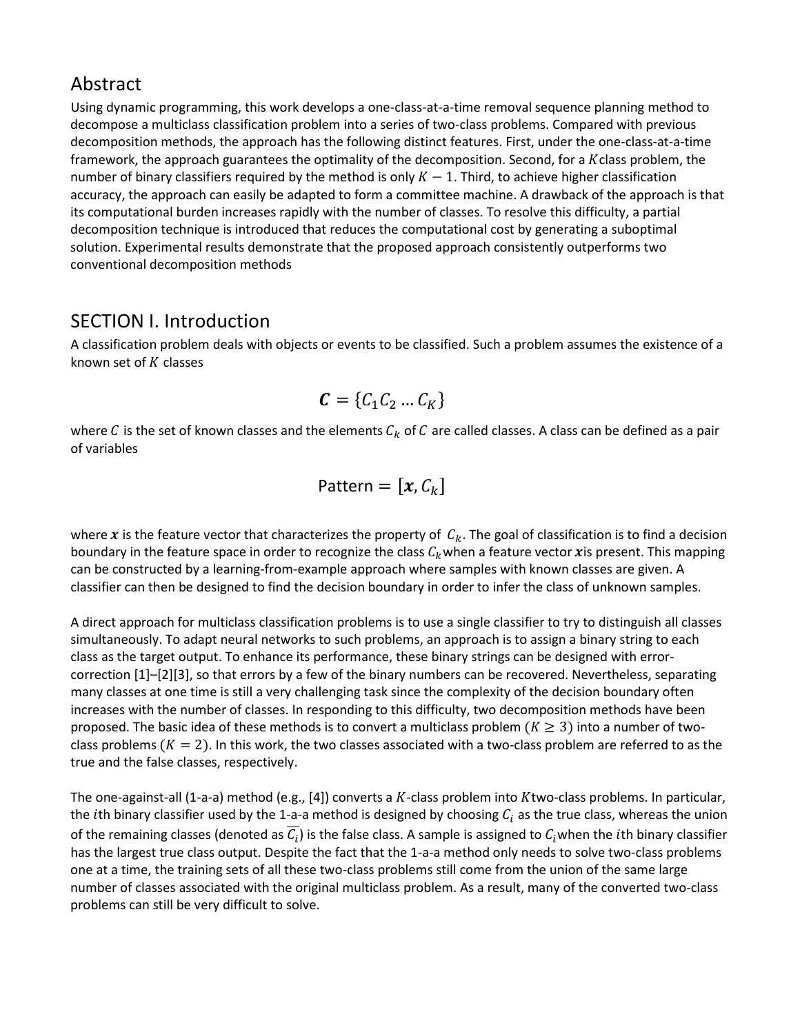## Abstract

Using dynamic programming, this work develops a one-class-at-a-time removal sequence planning method to decompose a multiclass classification problem into a series of two-class problems. Compared with previous decomposition methods, the approach has the following distinct features. First, under the one-class-at-a-time framework, the approach guarantees the optimality of the decomposition. Second, for a $K$class problem, the number of binary classifiers required by the method is only $K-1$. Third, to achieve higher classification accuracy, the approach can easily be adapted to form a committee machine. A drawback of the approach is that its computational burden increases rapidly with the number of classes. To resolve this difficulty, a partial decomposition technique is introduced that reduces the computational cost by generating a suboptimal solution. Experimental results demonstrate that the proposed approach consistently outperforms two conventional decomposition methods

## SECTION I. Introduction

A classification problem deals with objects or events to be classified. Such a problem assumes the existence of a known set of $K$ classes

$$\boldsymbol{C} = \{C_1 C_2 \dots C_K\}$$

where $C$ is the set of known classes and the elements $C_k$ of $C$ are called classes. A class can be defined as a pair of variables

$$\text{Pattern} = [\boldsymbol{x}, C_k]$$

where $\boldsymbol{x}$ is the feature vector that characterizes the property of $C_k$. The goal of classification is to find a decision boundary in the feature space in order to recognize the class $C_k$when a feature vector $\boldsymbol{x}$is present. This mapping can be constructed by a learning-from-example approach where samples with known classes are given. A classifier can then be designed to find the decision boundary in order to infer the class of unknown samples.

A direct approach for multiclass classification problems is to use a single classifier to try to distinguish all classes simultaneously. To adapt neural networks to such problems, an approach is to assign a binary string to each class as the target output. To enhance its performance, these binary strings can be designed with error-correction [1]–[2][3], so that errors by a few of the binary numbers can be recovered. Nevertheless, separating many classes at one time is still a very challenging task since the complexity of the decision boundary often increases with the number of classes. In responding to this difficulty, two decomposition methods have been proposed. The basic idea of these methods is to convert a multiclass problem ($K \geq 3$) into a number of two-class problems ($K = 2$). In this work, the two classes associated with a two-class problem are referred to as the true and the false classes, respectively.

The one-against-all (1-a-a) method (e.g., [4]) converts a $K$-class problem into $K$two-class problems. In particular, the $i$th binary classifier used by the 1-a-a method is designed by choosing $C_i$ as the true class, whereas the union of the remaining classes (denoted as $\overline{C_i}$) is the false class. A sample is assigned to $C_i$when the $i$th binary classifier has the largest true class output. Despite the fact that the 1-a-a method only needs to solve two-class problems one at a time, the training sets of all these two-class problems still come from the union of the same large number of classes associated with the original multiclass problem. As a result, many of the converted two-class problems can still be very difficult to solve.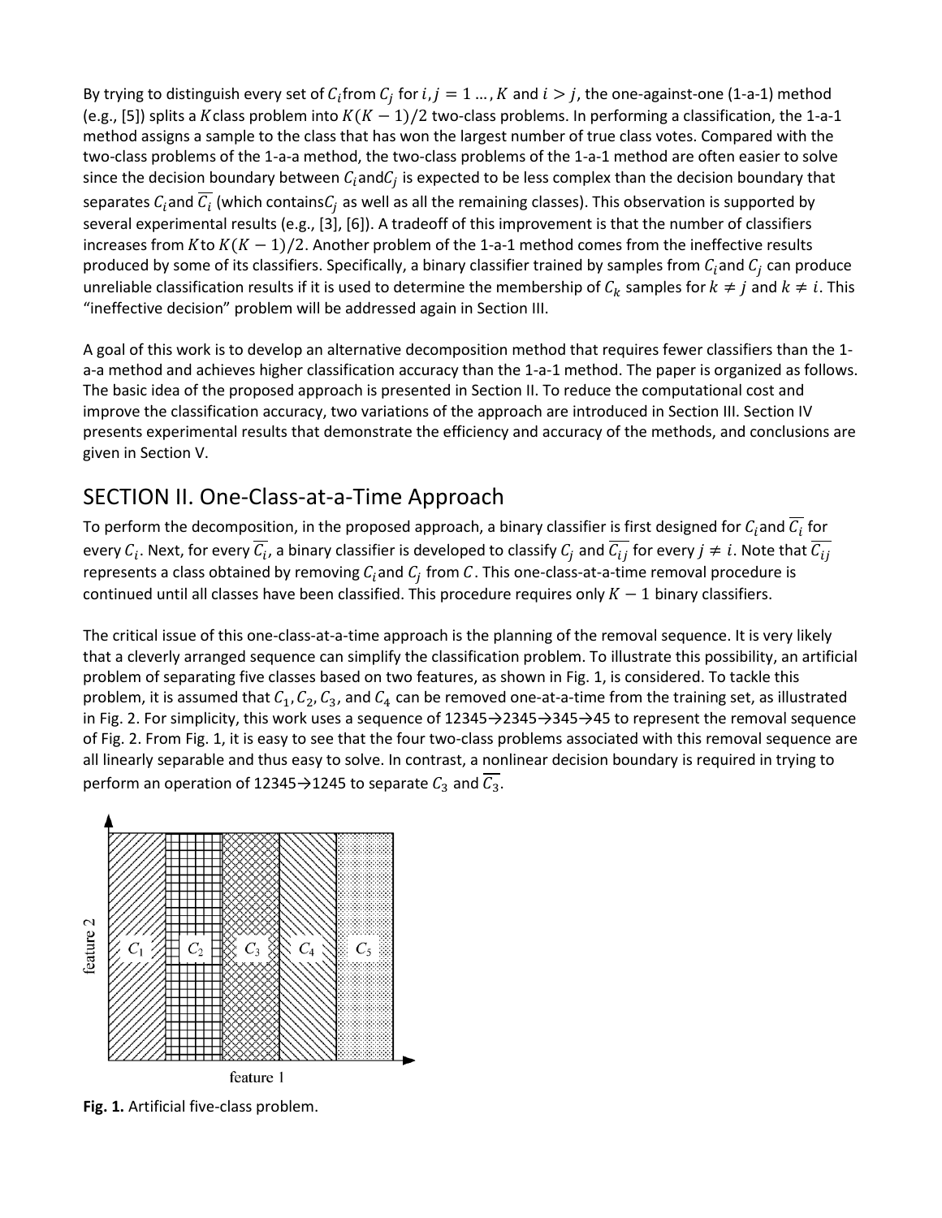By trying to distinguish every set of $C_i$ from $C_j$ for $i, j = 1 \ldots, K$ and $i > j$, the one-against-one (1-a-1) method (e.g., [5]) splits a $K$ class problem into $K(K-1)/2$ two-class problems. In performing a classification, the 1-a-1 method assigns a sample to the class that has won the largest number of true class votes. Compared with the two-class problems of the 1-a-a method, the two-class problems of the 1-a-1 method are often easier to solve since the decision boundary between $C_i$ and $C_j$ is expected to be less complex than the decision boundary that separates $C_i$ and $\overline{C_i}$ (which contains $C_j$ as well as all the remaining classes). This observation is supported by several experimental results (e.g., [3], [6]). A tradeoff of this improvement is that the number of classifiers increases from $K$ to $K(K-1)/2$. Another problem of the 1-a-1 method comes from the ineffective results produced by some of its classifiers. Specifically, a binary classifier trained by samples from $C_i$ and $C_j$ can produce unreliable classification results if it is used to determine the membership of $C_k$ samples for $k \neq j$ and $k \neq i$. This "ineffective decision" problem will be addressed again in Section III.

A goal of this work is to develop an alternative decomposition method that requires fewer classifiers than the 1-a-a method and achieves higher classification accuracy than the 1-a-1 method. The paper is organized as follows. The basic idea of the proposed approach is presented in Section II. To reduce the computational cost and improve the classification accuracy, two variations of the approach are introduced in Section III. Section IV presents experimental results that demonstrate the efficiency and accuracy of the methods, and conclusions are given in Section V.

## SECTION II. One-Class-at-a-Time Approach

To perform the decomposition, in the proposed approach, a binary classifier is first designed for $C_i$ and $\overline{C_i}$ for every $C_i$. Next, for every $\overline{C_i}$, a binary classifier is developed to classify $C_j$ and $\overline{C_{ij}}$ for every $j \neq i$. Note that $\overline{C_{ij}}$ represents a class obtained by removing $C_i$ and $C_j$ from $C$. This one-class-at-a-time removal procedure is continued until all classes have been classified. This procedure requires only $K-1$ binary classifiers.

The critical issue of this one-class-at-a-time approach is the planning of the removal sequence. It is very likely that a cleverly arranged sequence can simplify the classification problem. To illustrate this possibility, an artificial problem of separating five classes based on two features, as shown in Fig. 1, is considered. To tackle this problem, it is assumed that $C_1, C_2, C_3$, and $C_4$ can be removed one-at-a-time from the training set, as illustrated in Fig. 2. For simplicity, this work uses a sequence of 12345→2345→345→45 to represent the removal sequence of Fig. 2. From Fig. 1, it is easy to see that the four two-class problems associated with this removal sequence are all linearly separable and thus easy to solve. In contrast, a nonlinear decision boundary is required in trying to perform an operation of 12345→1245 to separate $C_3$ and $\overline{C_3}$.

**Fig. 1.** Artificial five-class problem.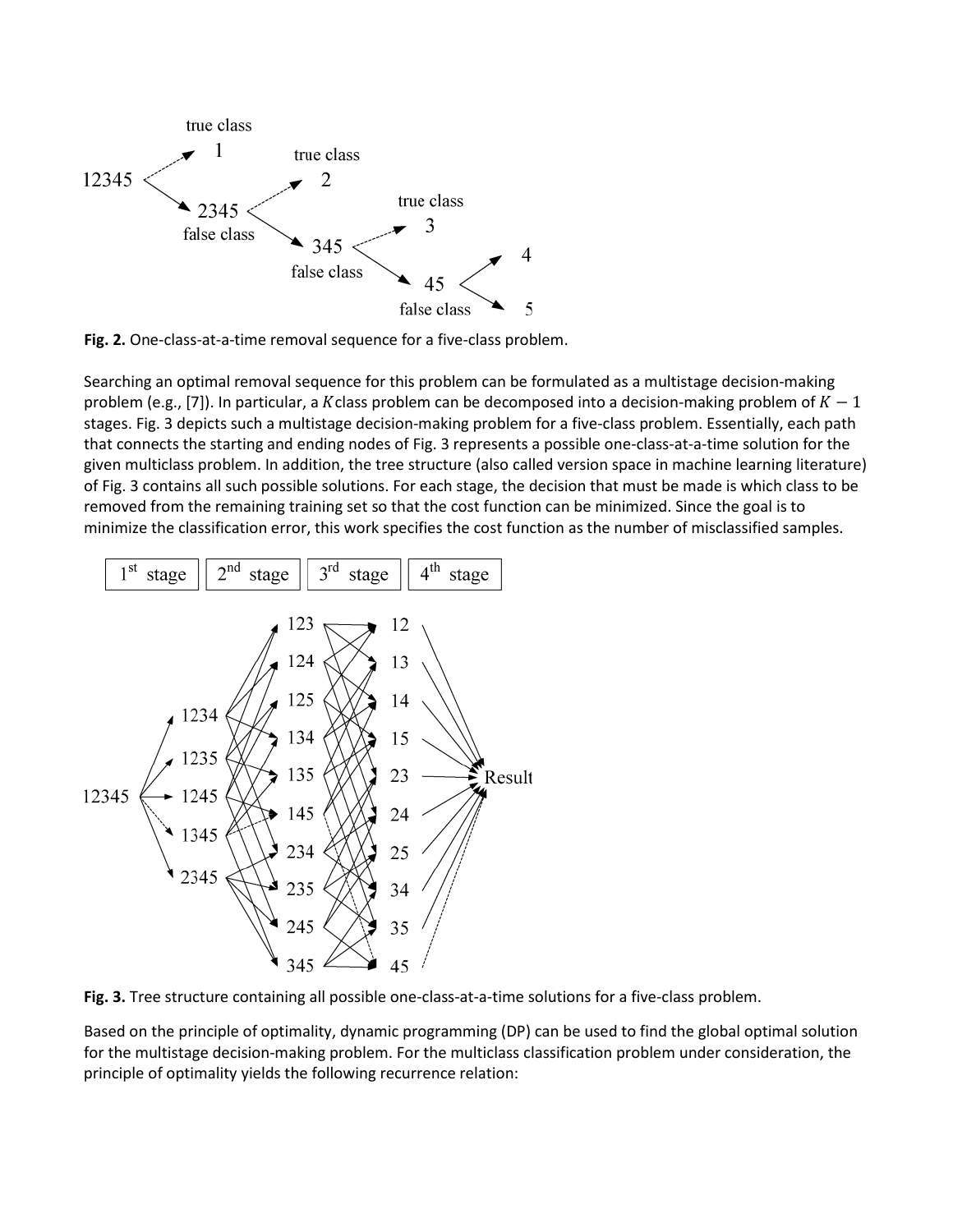**Fig. 2.** One-class-at-a-time removal sequence for a five-class problem.

Searching an optimal removal sequence for this problem can be formulated as a multistage decision-making problem (e.g., [7]). In particular, a $K$ class problem can be decomposed into a decision-making problem of $K-1$ stages. Fig. 3 depicts such a multistage decision-making problem for a five-class problem. Essentially, each path that connects the starting and ending nodes of Fig. 3 represents a possible one-class-at-a-time solution for the given multiclass problem. In addition, the tree structure (also called version space in machine learning literature) of Fig. 3 contains all such possible solutions. For each stage, the decision that must be made is which class to be removed from the remaining training set so that the cost function can be minimized. Since the goal is to minimize the classification error, this work specifies the cost function as the number of misclassified samples.

**Fig. 3.** Tree structure containing all possible one-class-at-a-time solutions for a five-class problem.

Based on the principle of optimality, dynamic programming (DP) can be used to find the global optimal solution for the multistage decision-making problem. For the multiclass classification problem under consideration, the principle of optimality yields the following recurrence relation: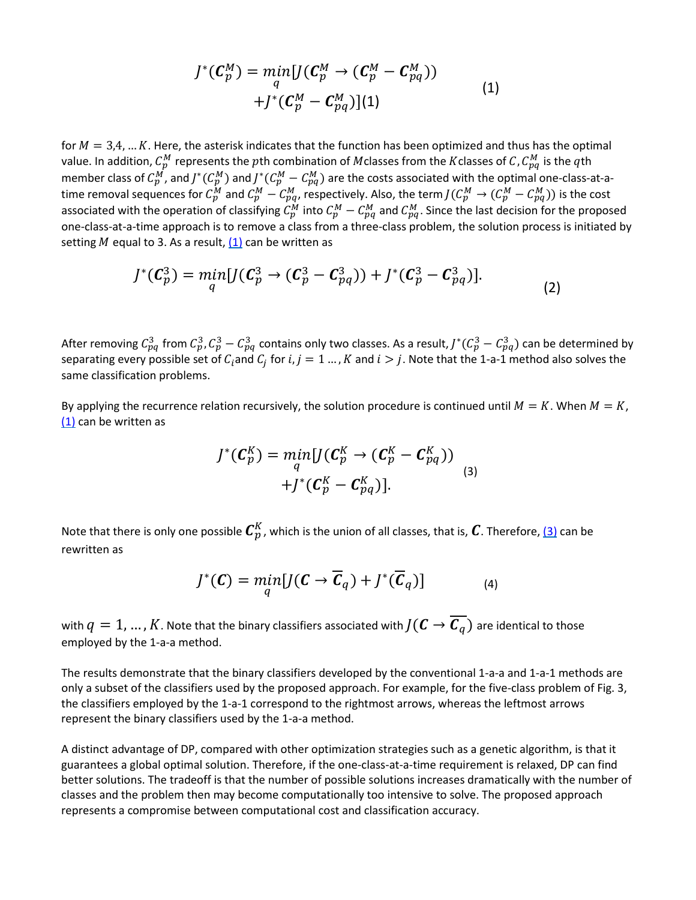$$J^*(\boldsymbol{C}_p^M) = \min_q [J(\boldsymbol{C}_p^M \rightarrow (\boldsymbol{C}_p^M - \boldsymbol{C}_{pq}^M)) + J^*(\boldsymbol{C}_p^M - \boldsymbol{C}_{pq}^M)](1) \quad (1)$$

for $M = 3,4, \ldots K$. Here, the asterisk indicates that the function has been optimized and thus has the optimal value. In addition, $C_p^M$ represents the $p$th combination of $M$classes from the $K$classes of $C$, $C_{pq}^M$ is the $q$th member class of $C_p^M$, and $J^*(C_p^M)$ and $J^*(C_p^M - C_{pq}^M)$ are the costs associated with the optimal one-class-at-a-time removal sequences for $C_p^M$ and $C_p^M - C_{pq}^M$, respectively. Also, the term $J(C_p^M \rightarrow (C_p^M - C_{pq}^M))$ is the cost associated with the operation of classifying $C_p^M$ into $C_p^M - C_{pq}^M$ and $C_{pq}^M$. Since the last decision for the proposed one-class-at-a-time approach is to remove a class from a three-class problem, the solution process is initiated by setting $M$ equal to 3. As a result, (1) can be written as

$$J^*(\boldsymbol{C}_p^3) = \min_q [J(\boldsymbol{C}_p^3 \rightarrow (\boldsymbol{C}_p^3 - \boldsymbol{C}_{pq}^3)) + J^*(\boldsymbol{C}_p^3 - \boldsymbol{C}_{pq}^3)]. \quad (2)$$

After removing $C_{pq}^3$ from $C_p^3$, $C_p^3 - C_{pq}^3$ contains only two classes. As a result, $J^*(C_p^3 - C_{pq}^3)$ can be determined by separating every possible set of $C_i$and $C_j$ for $i, j = 1 \ldots, K$ and $i > j$. Note that the 1-a-1 method also solves the same classification problems.

By applying the recurrence relation recursively, the solution procedure is continued until $M = K$. When $M = K$, (1) can be written as

$$J^*(\boldsymbol{C}_p^K) = \min_q [J(\boldsymbol{C}_p^K \rightarrow (\boldsymbol{C}_p^K - \boldsymbol{C}_{pq}^K)) + J^*(\boldsymbol{C}_p^K - \boldsymbol{C}_{pq}^K)]. \quad (3)$$

Note that there is only one possible $\boldsymbol{C}_p^K$, which is the union of all classes, that is, $\boldsymbol{C}$. Therefore, (3) can be rewritten as

$$J^*(\boldsymbol{C}) = \min_q [J(\boldsymbol{C} \rightarrow \overline{\boldsymbol{C}}_q) + J^*(\overline{\boldsymbol{C}}_q)] \quad (4)$$

with $q = 1, \ldots, K$. Note that the binary classifiers associated with $J(\boldsymbol{C} \rightarrow \overline{\boldsymbol{C}_q})$ are identical to those employed by the 1-a-a method.

The results demonstrate that the binary classifiers developed by the conventional 1-a-a and 1-a-1 methods are only a subset of the classifiers used by the proposed approach. For example, for the five-class problem of Fig. 3, the classifiers employed by the 1-a-1 correspond to the rightmost arrows, whereas the leftmost arrows represent the binary classifiers used by the 1-a-a method.

A distinct advantage of DP, compared with other optimization strategies such as a genetic algorithm, is that it guarantees a global optimal solution. Therefore, if the one-class-at-a-time requirement is relaxed, DP can find better solutions. The tradeoff is that the number of possible solutions increases dramatically with the number of classes and the problem then may become computationally too intensive to solve. The proposed approach represents a compromise between computational cost and classification accuracy.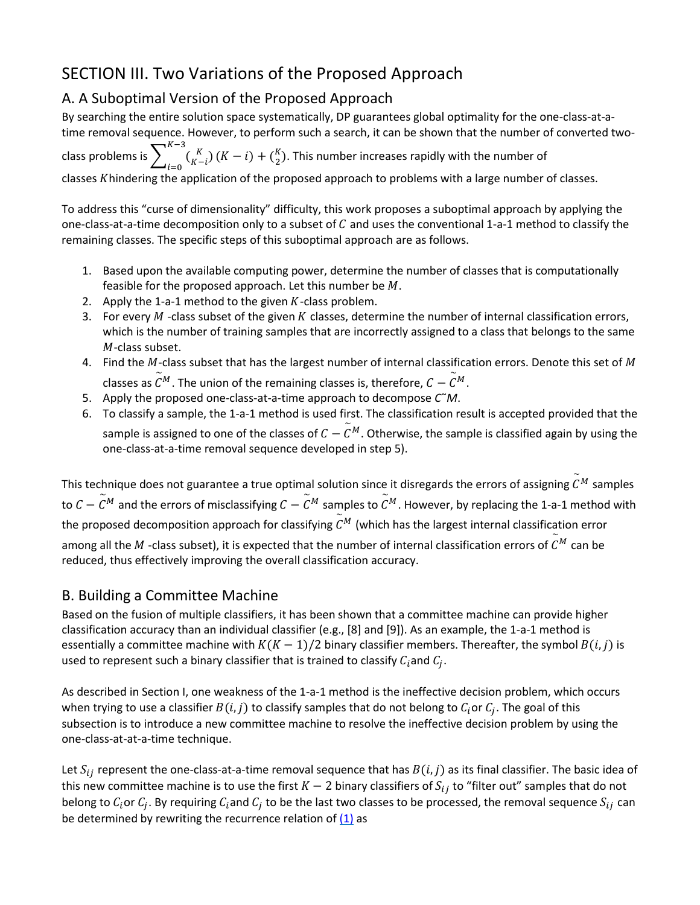# SECTION III. Two Variations of the Proposed Approach

## A. A Suboptimal Version of the Proposed Approach

By searching the entire solution space systematically, DP guarantees global optimality for the one-class-at-a-time removal sequence. However, to perform such a search, it can be shown that the number of converted two-class problems is $\sum_{i=0}^{K-3} \binom{K}{K-i} (K-i) + \binom{K}{2}$. This number increases rapidly with the number of classes $K$ hindering the application of the proposed approach to problems with a large number of classes.

To address this "curse of dimensionality" difficulty, this work proposes a suboptimal approach by applying the one-class-at-a-time decomposition only to a subset of $C$ and uses the conventional 1-a-1 method to classify the remaining classes. The specific steps of this suboptimal approach are as follows.

1. Based upon the available computing power, determine the number of classes that is computationally feasible for the proposed approach. Let this number be $M$.
2. Apply the 1-a-1 method to the given $K$-class problem.
3. For every $M$ -class subset of the given $K$ classes, determine the number of internal classification errors, which is the number of training samples that are incorrectly assigned to a class that belongs to the same $M$-class subset.
4. Find the $M$-class subset that has the largest number of internal classification errors. Denote this set of $M$ classes as $\tilde{C}^M$. The union of the remaining classes is, therefore, $C - \tilde{C}^M$.
5. Apply the proposed one-class-at-a-time approach to decompose $\tilde{C}^M$.
6. To classify a sample, the 1-a-1 method is used first. The classification result is accepted provided that the sample is assigned to one of the classes of $C - \tilde{C}^M$. Otherwise, the sample is classified again by using the one-class-at-a-time removal sequence developed in step 5).

This technique does not guarantee a true optimal solution since it disregards the errors of assigning $\tilde{C}^M$ samples to $C - \tilde{C}^M$ and the errors of misclassifying $C - \tilde{C}^M$ samples to $\tilde{C}^M$. However, by replacing the 1-a-1 method with the proposed decomposition approach for classifying $\tilde{C}^M$ (which has the largest internal classification error among all the $M$ -class subset), it is expected that the number of internal classification errors of $\tilde{C}^M$ can be reduced, thus effectively improving the overall classification accuracy.

## B. Building a Committee Machine

Based on the fusion of multiple classifiers, it has been shown that a committee machine can provide higher classification accuracy than an individual classifier (e.g., [8] and [9]). As an example, the 1-a-1 method is essentially a committee machine with $K(K-1)/2$ binary classifier members. Thereafter, the symbol $B(i,j)$ is used to represent such a binary classifier that is trained to classify $C_i$ and $C_j$.

As described in Section I, one weakness of the 1-a-1 method is the ineffective decision problem, which occurs when trying to use a classifier $B(i,j)$ to classify samples that do not belong to $C_i$ or $C_j$. The goal of this subsection is to introduce a new committee machine to resolve the ineffective decision problem by using the one-class-at-at-a-time technique.

Let $S_{ij}$ represent the one-class-at-a-time removal sequence that has $B(i,j)$ as its final classifier. The basic idea of this new committee machine is to use the first $K-2$ binary classifiers of $S_{ij}$ to "filter out" samples that do not belong to $C_i$ or $C_j$. By requiring $C_i$ and $C_j$ to be the last two classes to be processed, the removal sequence $S_{ij}$ can be determined by rewriting the recurrence relation of (1) as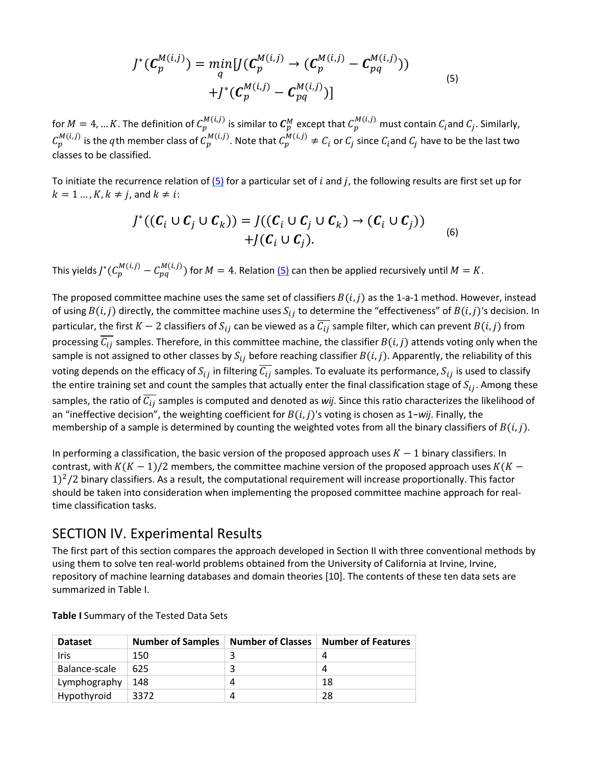$$J^*(\boldsymbol{C}_p^{M(i,j)}) = \min_q [J(\boldsymbol{C}_p^{M(i,j)} \rightarrow (\boldsymbol{C}_p^{M(i,j)} - \boldsymbol{C}_{pq}^{M(i,j)})) + J^*(\boldsymbol{C}_p^{M(i,j)} - \boldsymbol{C}_{pq}^{M(i,j)})] \tag{5}$$

for $M = 4, \ldots K$. The definition of $C_p^{M(i,j)}$ is similar to $\boldsymbol{C}_p^M$ except that $C_p^{M(i,j)}$ must contain $C_i$ and $C_j$. Similarly, $C_p^{M(i,j)}$ is the $q$th member class of $C_p^{M(i,j)}$. Note that $C_p^{M(i,j)} \neq C_i$ or $C_j$ since $C_i$ and $C_j$ have to be the last two classes to be classified.

To initiate the recurrence relation of (5) for a particular set of $i$ and $j$, the following results are first set up for $k = 1 \ldots, K, k \neq j$, and $k \neq i$:

$$J^*((\boldsymbol{C}_i \cup \boldsymbol{C}_j \cup \boldsymbol{C}_k)) = J((\boldsymbol{C}_i \cup \boldsymbol{C}_j \cup \boldsymbol{C}_k) \rightarrow (\boldsymbol{C}_i \cup \boldsymbol{C}_j)) + J(\boldsymbol{C}_i \cup \boldsymbol{C}_j). \tag{6}$$

This yields $J^*(C_p^{M(i,j)} - C_{pq}^{M(i,j)})$ for $M = 4$. Relation (5) can then be applied recursively until $M = K$.

The proposed committee machine uses the same set of classifiers $B(i,j)$ as the 1-a-1 method. However, instead of using $B(i,j)$ directly, the committee machine uses $S_{ij}$ to determine the "effectiveness" of $B(i,j)$'s decision. In particular, the first $K-2$ classifiers of $S_{ij}$ can be viewed as a $\overline{C_{ij}}$ sample filter, which can prevent $B(i,j)$ from processing $\overline{C_{ij}}$ samples. Therefore, in this committee machine, the classifier $B(i,j)$ attends voting only when the sample is not assigned to other classes by $S_{ij}$ before reaching classifier $B(i,j)$. Apparently, the reliability of this voting depends on the efficacy of $S_{ij}$ in filtering $\overline{C_{ij}}$ samples. To evaluate its performance, $S_{ij}$ is used to classify the entire training set and count the samples that actually enter the final classification stage of $S_{ij}$. Among these samples, the ratio of $\overline{C_{ij}}$ samples is computed and denoted as *wij*. Since this ratio characterizes the likelihood of an "ineffective decision", the weighting coefficient for $B(i,j)$'s voting is chosen as 1−*wij*. Finally, the membership of a sample is determined by counting the weighted votes from all the binary classifiers of $B(i,j)$.

In performing a classification, the basic version of the proposed approach uses $K-1$ binary classifiers. In contrast, with $K(K-1)/2$ members, the committee machine version of the proposed approach uses $K(K-1)^2/2$ binary classifiers. As a result, the computational requirement will increase proportionally. This factor should be taken into consideration when implementing the proposed committee machine approach for real-time classification tasks.

## SECTION IV. Experimental Results

The first part of this section compares the approach developed in Section II with three conventional methods by using them to solve ten real-world problems obtained from the University of California at Irvine, Irvine, repository of machine learning databases and domain theories [10]. The contents of these ten data sets are summarized in Table I.

**Table I** Summary of the Tested Data Sets

| Dataset | Number of Samples | Number of Classes | Number of Features |
|---|---|---|---|
| Iris | 150 | 3 | 4 |
| Balance-scale | 625 | 3 | 4 |
| Lymphography | 148 | 4 | 18 |
| Hypothyroid | 3372 | 4 | 28 |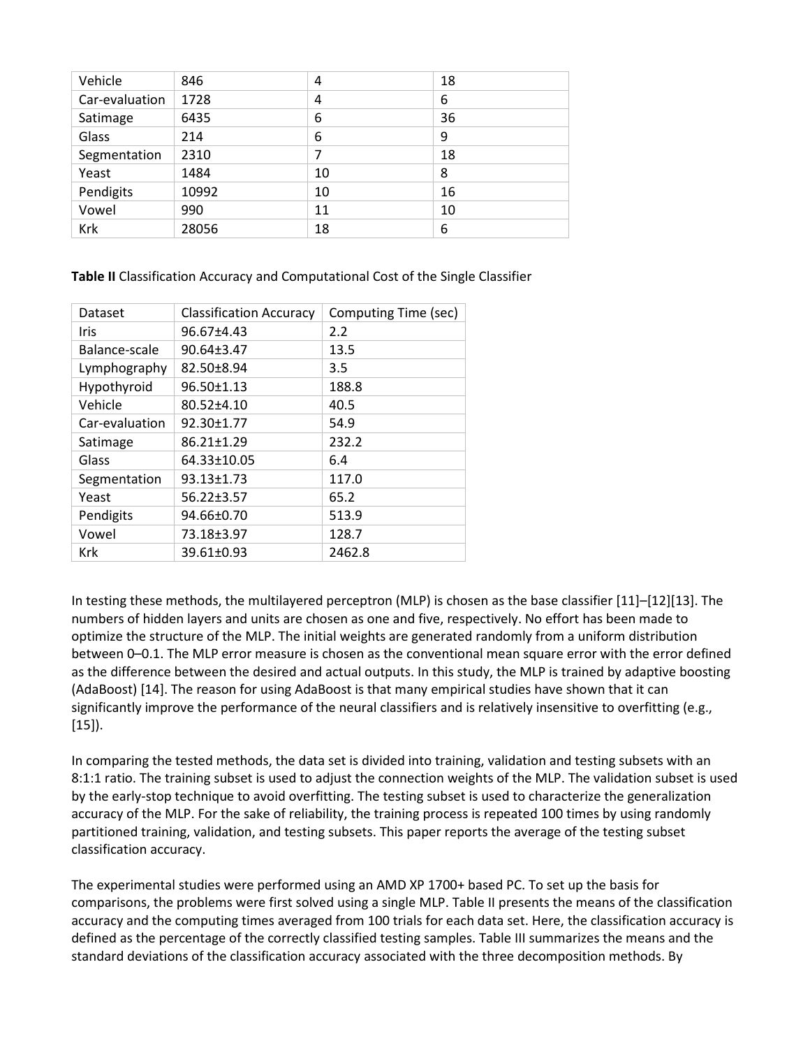| Vehicle | 846 | 4 | 18 |
|---|---|---|---|
| Car-evaluation | 1728 | 4 | 6 |
| Satimage | 6435 | 6 | 36 |
| Glass | 214 | 6 | 9 |
| Segmentation | 2310 | 7 | 18 |
| Yeast | 1484 | 10 | 8 |
| Pendigits | 10992 | 10 | 16 |
| Vowel | 990 | 11 | 10 |
| Krk | 28056 | 18 | 6 |

**Table II** Classification Accuracy and Computational Cost of the Single Classifier

| Dataset | Classification Accuracy | Computing Time (sec) |
|---|---|---|
| Iris | 96.67±4.43 | 2.2 |
| Balance-scale | 90.64±3.47 | 13.5 |
| Lymphography | 82.50±8.94 | 3.5 |
| Hypothyroid | 96.50±1.13 | 188.8 |
| Vehicle | 80.52±4.10 | 40.5 |
| Car-evaluation | 92.30±1.77 | 54.9 |
| Satimage | 86.21±1.29 | 232.2 |
| Glass | 64.33±10.05 | 6.4 |
| Segmentation | 93.13±1.73 | 117.0 |
| Yeast | 56.22±3.57 | 65.2 |
| Pendigits | 94.66±0.70 | 513.9 |
| Vowel | 73.18±3.97 | 128.7 |
| Krk | 39.61±0.93 | 2462.8 |

In testing these methods, the multilayered perceptron (MLP) is chosen as the base classifier [11]–[12][13]. The numbers of hidden layers and units are chosen as one and five, respectively. No effort has been made to optimize the structure of the MLP. The initial weights are generated randomly from a uniform distribution between 0–0.1. The MLP error measure is chosen as the conventional mean square error with the error defined as the difference between the desired and actual outputs. In this study, the MLP is trained by adaptive boosting (AdaBoost) [14]. The reason for using AdaBoost is that many empirical studies have shown that it can significantly improve the performance of the neural classifiers and is relatively insensitive to overfitting (e.g., [15]).

In comparing the tested methods, the data set is divided into training, validation and testing subsets with an 8:1:1 ratio. The training subset is used to adjust the connection weights of the MLP. The validation subset is used by the early-stop technique to avoid overfitting. The testing subset is used to characterize the generalization accuracy of the MLP. For the sake of reliability, the training process is repeated 100 times by using randomly partitioned training, validation, and testing subsets. This paper reports the average of the testing subset classification accuracy.

The experimental studies were performed using an AMD XP 1700+ based PC. To set up the basis for comparisons, the problems were first solved using a single MLP. Table II presents the means of the classification accuracy and the computing times averaged from 100 trials for each data set. Here, the classification accuracy is defined as the percentage of the correctly classified testing samples. Table III summarizes the means and the standard deviations of the classification accuracy associated with the three decomposition methods. By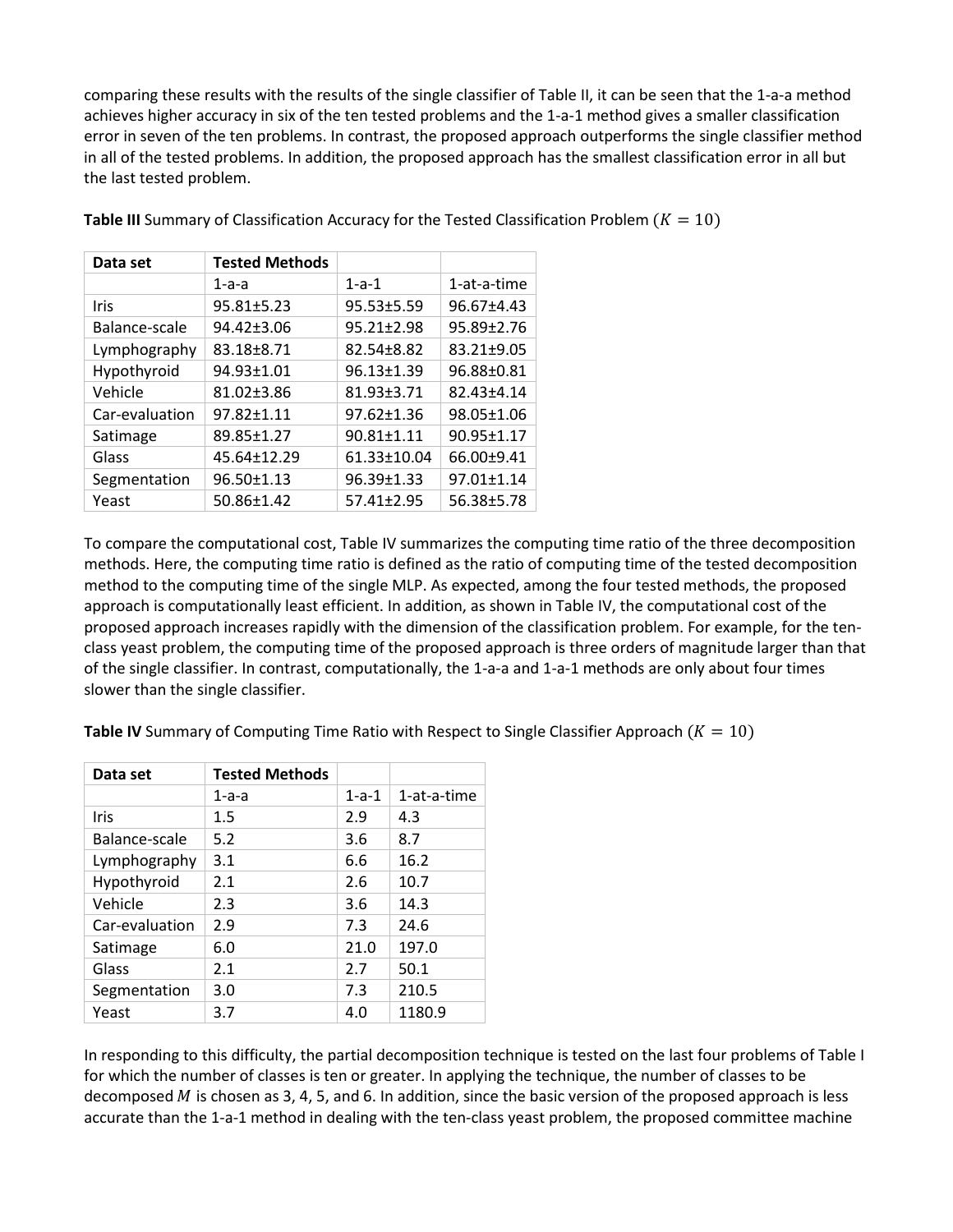comparing these results with the results of the single classifier of Table II, it can be seen that the 1-a-a method achieves higher accuracy in six of the ten tested problems and the 1-a-1 method gives a smaller classification error in seven of the ten problems. In contrast, the proposed approach outperforms the single classifier method in all of the tested problems. In addition, the proposed approach has the smallest classification error in all but the last tested problem.

**Table III** Summary of Classification Accuracy for the Tested Classification Problem ($K = 10$)

| Data set | Tested Methods | | |
|---|---|---|---|
| | 1-a-a | 1-a-1 | 1-at-a-time |
| Iris | 95.81±5.23 | 95.53±5.59 | 96.67±4.43 |
| Balance-scale | 94.42±3.06 | 95.21±2.98 | 95.89±2.76 |
| Lymphography | 83.18±8.71 | 82.54±8.82 | 83.21±9.05 |
| Hypothyroid | 94.93±1.01 | 96.13±1.39 | 96.88±0.81 |
| Vehicle | 81.02±3.86 | 81.93±3.71 | 82.43±4.14 |
| Car-evaluation | 97.82±1.11 | 97.62±1.36 | 98.05±1.06 |
| Satimage | 89.85±1.27 | 90.81±1.11 | 90.95±1.17 |
| Glass | 45.64±12.29 | 61.33±10.04 | 66.00±9.41 |
| Segmentation | 96.50±1.13 | 96.39±1.33 | 97.01±1.14 |
| Yeast | 50.86±1.42 | 57.41±2.95 | 56.38±5.78 |

To compare the computational cost, Table IV summarizes the computing time ratio of the three decomposition methods. Here, the computing time ratio is defined as the ratio of computing time of the tested decomposition method to the computing time of the single MLP. As expected, among the four tested methods, the proposed approach is computationally least efficient. In addition, as shown in Table IV, the computational cost of the proposed approach increases rapidly with the dimension of the classification problem. For example, for the ten-class yeast problem, the computing time of the proposed approach is three orders of magnitude larger than that of the single classifier. In contrast, computationally, the 1-a-a and 1-a-1 methods are only about four times slower than the single classifier.

**Table IV** Summary of Computing Time Ratio with Respect to Single Classifier Approach ($K = 10$)

| Data set | Tested Methods | | |
|---|---|---|---|
| | 1-a-a | 1-a-1 | 1-at-a-time |
| Iris | 1.5 | 2.9 | 4.3 |
| Balance-scale | 5.2 | 3.6 | 8.7 |
| Lymphography | 3.1 | 6.6 | 16.2 |
| Hypothyroid | 2.1 | 2.6 | 10.7 |
| Vehicle | 2.3 | 3.6 | 14.3 |
| Car-evaluation | 2.9 | 7.3 | 24.6 |
| Satimage | 6.0 | 21.0 | 197.0 |
| Glass | 2.1 | 2.7 | 50.1 |
| Segmentation | 3.0 | 7.3 | 210.5 |
| Yeast | 3.7 | 4.0 | 1180.9 |

In responding to this difficulty, the partial decomposition technique is tested on the last four problems of Table I for which the number of classes is ten or greater. In applying the technique, the number of classes to be decomposed $M$ is chosen as 3, 4, 5, and 6. In addition, since the basic version of the proposed approach is less accurate than the 1-a-1 method in dealing with the ten-class yeast problem, the proposed committee machine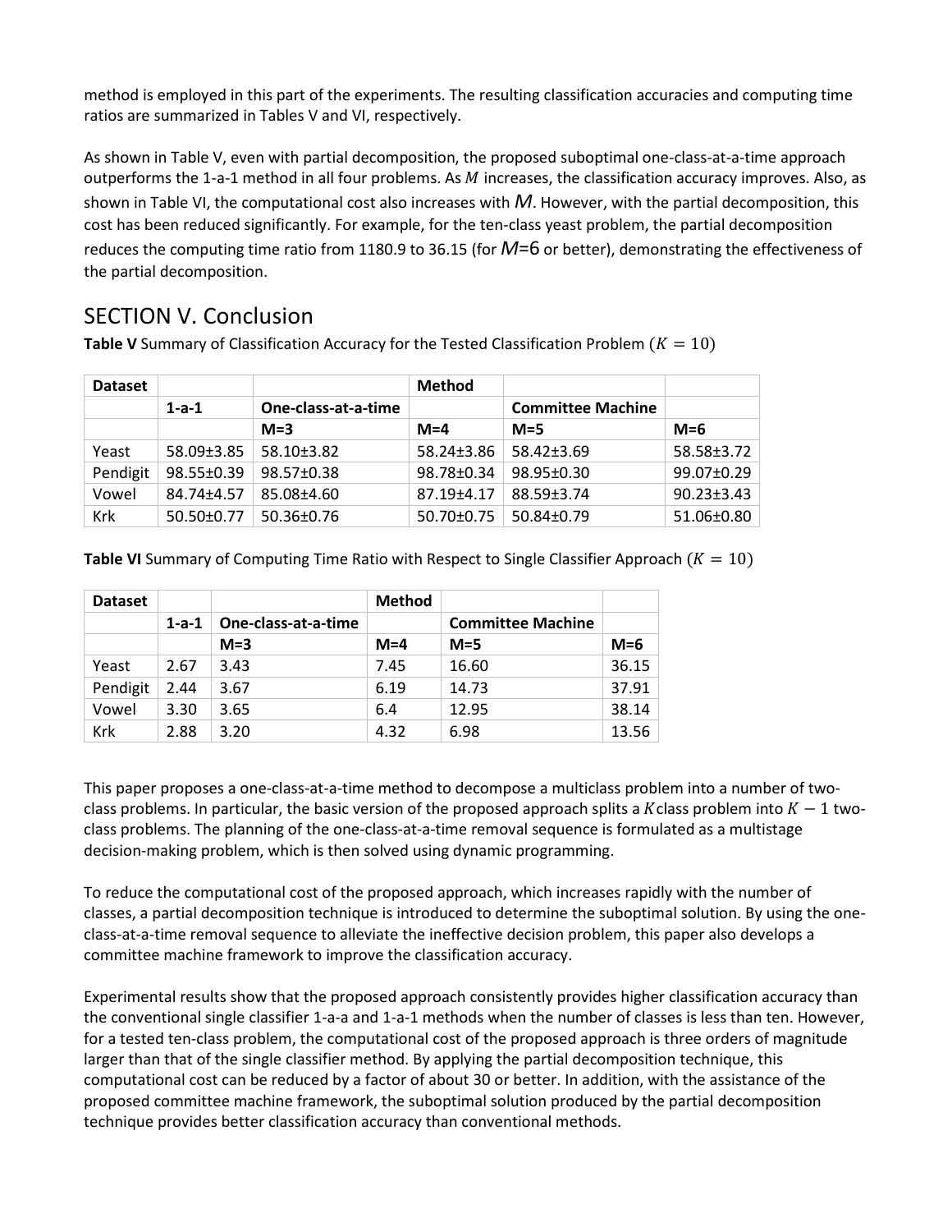method is employed in this part of the experiments. The resulting classification accuracies and computing time ratios are summarized in Tables V and VI, respectively.

As shown in Table V, even with partial decomposition, the proposed suboptimal one-class-at-a-time approach outperforms the 1-a-1 method in all four problems. As $M$ increases, the classification accuracy improves. Also, as shown in Table VI, the computational cost also increases with $M$. However, with the partial decomposition, this cost has been reduced significantly. For example, for the ten-class yeast problem, the partial decomposition reduces the computing time ratio from 1180.9 to 36.15 (for $M$=6 or better), demonstrating the effectiveness of the partial decomposition.

## SECTION V. Conclusion

**Table V** Summary of Classification Accuracy for the Tested Classification Problem ($K = 10$)

| Dataset | | | Method | | |
|---|---|---|---|---|---|
| | 1-a-1 | One-class-at-a-time | | Committee Machine | |
| | | M=3 | M=4 | M=5 | M=6 |
| Yeast | 58.09±3.85 | 58.10±3.82 | 58.24±3.86 | 58.42±3.69 | 58.58±3.72 |
| Pendigit | 98.55±0.39 | 98.57±0.38 | 98.78±0.34 | 98.95±0.30 | 99.07±0.29 |
| Vowel | 84.74±4.57 | 85.08±4.60 | 87.19±4.17 | 88.59±3.74 | 90.23±3.43 |
| Krk | 50.50±0.77 | 50.36±0.76 | 50.70±0.75 | 50.84±0.79 | 51.06±0.80 |

**Table VI** Summary of Computing Time Ratio with Respect to Single Classifier Approach ($K = 10$)

| Dataset | | | Method | | |
|---|---|---|---|---|---|
| | 1-a-1 | One-class-at-a-time | | Committee Machine | |
| | | M=3 | M=4 | M=5 | M=6 |
| Yeast | 2.67 | 3.43 | 7.45 | 16.60 | 36.15 |
| Pendigit | 2.44 | 3.67 | 6.19 | 14.73 | 37.91 |
| Vowel | 3.30 | 3.65 | 6.4 | 12.95 | 38.14 |
| Krk | 2.88 | 3.20 | 4.32 | 6.98 | 13.56 |

This paper proposes a one-class-at-a-time method to decompose a multiclass problem into a number of two-class problems. In particular, the basic version of the proposed approach splits a $K$ class problem into $K - 1$ two-class problems. The planning of the one-class-at-a-time removal sequence is formulated as a multistage decision-making problem, which is then solved using dynamic programming.

To reduce the computational cost of the proposed approach, which increases rapidly with the number of classes, a partial decomposition technique is introduced to determine the suboptimal solution. By using the one-class-at-a-time removal sequence to alleviate the ineffective decision problem, this paper also develops a committee machine framework to improve the classification accuracy.

Experimental results show that the proposed approach consistently provides higher classification accuracy than the conventional single classifier 1-a-a and 1-a-1 methods when the number of classes is less than ten. However, for a tested ten-class problem, the computational cost of the proposed approach is three orders of magnitude larger than that of the single classifier method. By applying the partial decomposition technique, this computational cost can be reduced by a factor of about 30 or better. In addition, with the assistance of the proposed committee machine framework, the suboptimal solution produced by the partial decomposition technique provides better classification accuracy than conventional methods.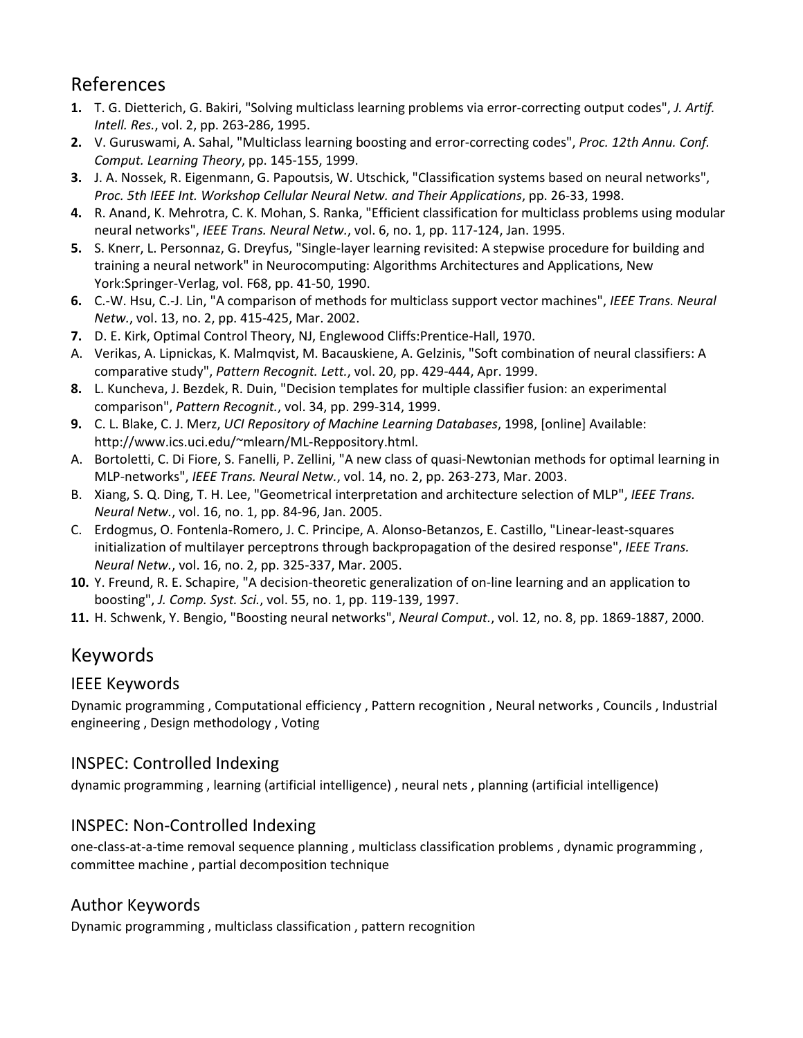## References

1. T. G. Dietterich, G. Bakiri, "Solving multiclass learning problems via error-correcting output codes", *J. Artif. Intell. Res.*, vol. 2, pp. 263-286, 1995.
2. V. Guruswami, A. Sahal, "Multiclass learning boosting and error-correcting codes", *Proc. 12th Annu. Conf. Comput. Learning Theory*, pp. 145-155, 1999.
3. J. A. Nossek, R. Eigenmann, G. Papoutsis, W. Utschick, "Classification systems based on neural networks", *Proc. 5th IEEE Int. Workshop Cellular Neural Netw. and Their Applications*, pp. 26-33, 1998.
4. R. Anand, K. Mehrotra, C. K. Mohan, S. Ranka, "Efficient classification for multiclass problems using modular neural networks", *IEEE Trans. Neural Netw.*, vol. 6, no. 1, pp. 117-124, Jan. 1995.
5. S. Knerr, L. Personnaz, G. Dreyfus, "Single-layer learning revisited: A stepwise procedure for building and training a neural network" in Neurocomputing: Algorithms Architectures and Applications, New York:Springer-Verlag, vol. F68, pp. 41-50, 1990.
6. C.-W. Hsu, C.-J. Lin, "A comparison of methods for multiclass support vector machines", *IEEE Trans. Neural Netw.*, vol. 13, no. 2, pp. 415-425, Mar. 2002.
7. D. E. Kirk, Optimal Control Theory, NJ, Englewood Cliffs:Prentice-Hall, 1970.

A. Verikas, A. Lipnickas, K. Malmqvist, M. Bacauskiene, A. Gelzinis, "Soft combination of neural classifiers: A comparative study", *Pattern Recognit. Lett.*, vol. 20, pp. 429-444, Apr. 1999.

8. L. Kuncheva, J. Bezdek, R. Duin, "Decision templates for multiple classifier fusion: an experimental comparison", *Pattern Recognit.*, vol. 34, pp. 299-314, 1999.
9. C. L. Blake, C. J. Merz, *UCI Repository of Machine Learning Databases*, 1998, [online] Available: http://www.ics.uci.edu/~mlearn/ML-Reppository.html.

A. Bortoletti, C. Di Fiore, S. Fanelli, P. Zellini, "A new class of quasi-Newtonian methods for optimal learning in MLP-networks", *IEEE Trans. Neural Netw.*, vol. 14, no. 2, pp. 263-273, Mar. 2003.

B. Xiang, S. Q. Ding, T. H. Lee, "Geometrical interpretation and architecture selection of MLP", *IEEE Trans. Neural Netw.*, vol. 16, no. 1, pp. 84-96, Jan. 2005.

C. Erdogmus, O. Fontenla-Romero, J. C. Principe, A. Alonso-Betanzos, E. Castillo, "Linear-least-squares initialization of multilayer perceptrons through backpropagation of the desired response", *IEEE Trans. Neural Netw.*, vol. 16, no. 2, pp. 325-337, Mar. 2005.

10. Y. Freund, R. E. Schapire, "A decision-theoretic generalization of on-line learning and an application to boosting", *J. Comp. Syst. Sci.*, vol. 55, no. 1, pp. 119-139, 1997.
11. H. Schwenk, Y. Bengio, "Boosting neural networks", *Neural Comput.*, vol. 12, no. 8, pp. 1869-1887, 2000.

## Keywords

### IEEE Keywords

Dynamic programming , Computational efficiency , Pattern recognition , Neural networks , Councils , Industrial engineering , Design methodology , Voting

### INSPEC: Controlled Indexing

dynamic programming , learning (artificial intelligence) , neural nets , planning (artificial intelligence)

### INSPEC: Non-Controlled Indexing

one-class-at-a-time removal sequence planning , multiclass classification problems , dynamic programming , committee machine , partial decomposition technique

### Author Keywords

Dynamic programming , multiclass classification , pattern recognition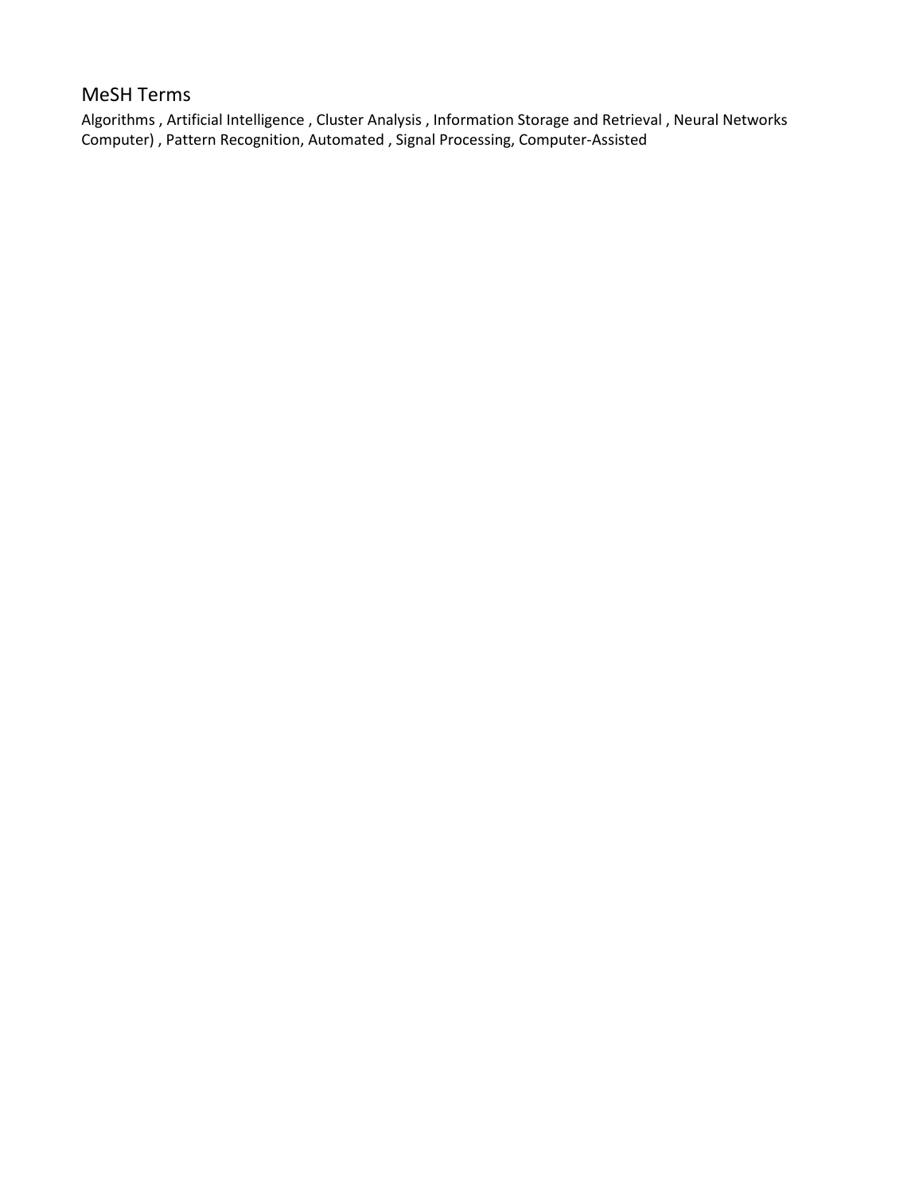## MeSH Terms

Algorithms , Artificial Intelligence , Cluster Analysis , Information Storage and Retrieval , Neural Networks Computer) , Pattern Recognition, Automated , Signal Processing, Computer-Assisted